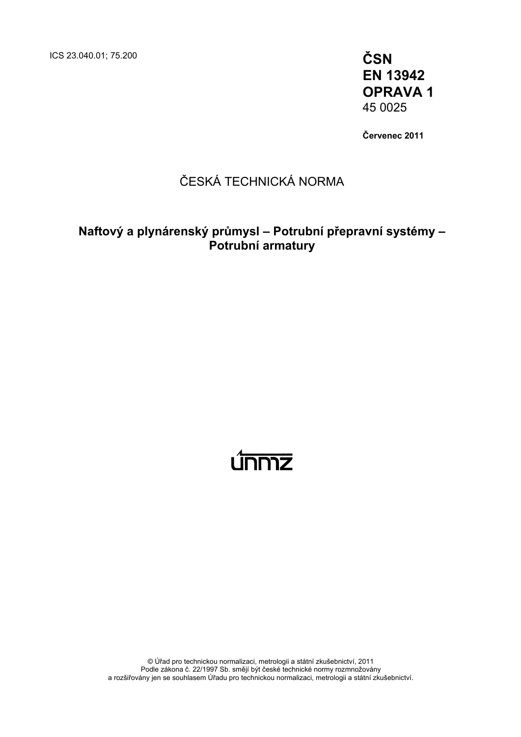ICS 23.040.01; 75.200

**ČSN**
**EN 13942**
**OPRAVA 1**
45 0025

**Červenec 2011**

ČESKÁ TECHNICKÁ NORMA

**Naftový a plynárenský průmysl – Potrubní přepravní systémy – Potrubní armatury**

ÚNMZ

© Úřad pro technickou normalizaci, metrologii a státní zkušebnictví, 2011
Podle zákona č. 22/1997 Sb. smějí být české technické normy rozmnožovány a rozšiřovány jen se souhlasem Úřadu pro technickou normalizaci, metrologii a státní zkušebnictví.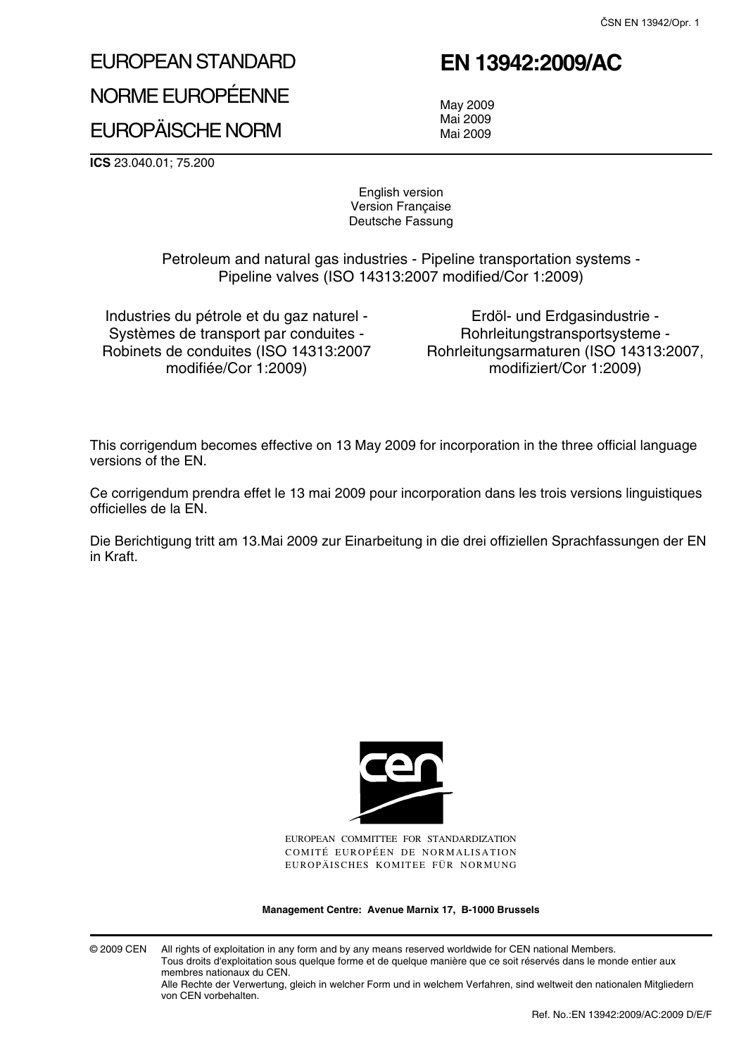# EUROPEAN STANDARD

# NORME EUROPÉENNE

# EUROPÄISCHE NORM

# EN 13942:2009/AC

May 2009
Mai 2009
Mai 2009

**ICS** 23.040.01; 75.200

English version
Version Française
Deutsche Fassung

Petroleum and natural gas industries - Pipeline transportation systems - Pipeline valves (ISO 14313:2007 modified/Cor 1:2009)

Industries du pétrole et du gaz naturel - Systèmes de transport par conduites - Robinets de conduites (ISO 14313:2007 modifiée/Cor 1:2009)

Erdöl- und Erdgasindustrie - Rohrleitungstransportsysteme - Rohrleitungsarmaturen (ISO 14313:2007, modifiziert/Cor 1:2009)

This corrigendum becomes effective on 13 May 2009 for incorporation in the three official language versions of the EN.

Ce corrigendum prendra effet le 13 mai 2009 pour incorporation dans les trois versions linguistiques officielles de la EN.

Die Berichtigung tritt am 13.Mai 2009 zur Einarbeitung in die drei offiziellen Sprachfassungen der EN in Kraft.

EUROPEAN COMMITTEE FOR STANDARDIZATION
COMITÉ EUROPÉEN DE NORMALISATION
EUROPÄISCHES KOMITEE FÜR NORMUNG

**Management Centre: Avenue Marnix 17, B-1000 Brussels**

© 2009 CEN All rights of exploitation in any form and by any means reserved worldwide for CEN national Members.
Tous droits d'exploitation sous quelque forme et de quelque manière que ce soit réservés dans le monde entier aux membres nationaux du CEN.
Alle Rechte der Verwertung, gleich in welcher Form und in welchem Verfahren, sind weltweit den nationalen Mitgliedern von CEN vorbehalten.

Ref. No.:EN 13942:2009/AC:2009 D/E/F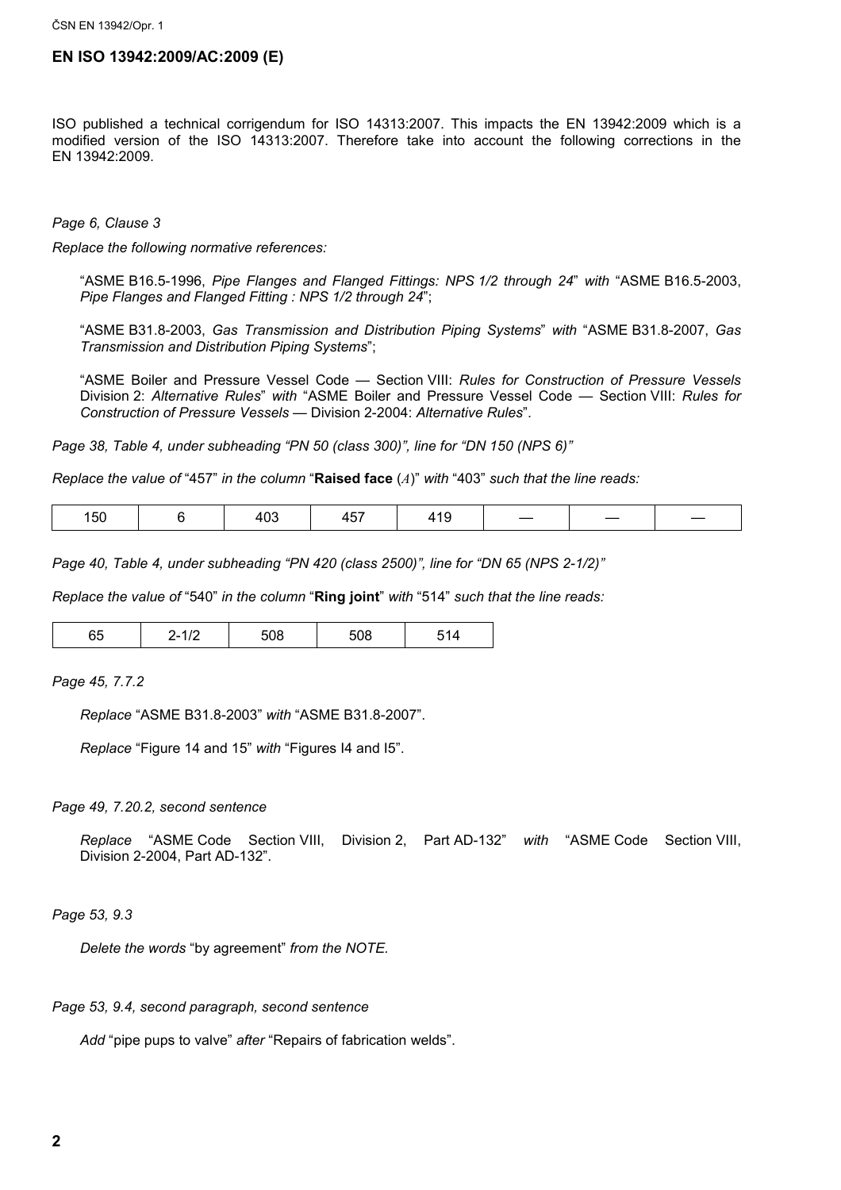## EN ISO 13942:2009/AC:2009 (E)

ISO published a technical corrigendum for ISO 14313:2007. This impacts the EN 13942:2009 which is a modified version of the ISO 14313:2007. Therefore take into account the following corrections in the EN 13942:2009.

*Page 6, Clause 3*

*Replace the following normative references:*

"ASME B16.5-1996, *Pipe Flanges and Flanged Fittings: NPS 1/2 through 24*" *with* "ASME B16.5-2003, *Pipe Flanges and Flanged Fitting : NPS 1/2 through 24*";

"ASME B31.8-2003, *Gas Transmission and Distribution Piping Systems*" *with* "ASME B31.8-2007, *Gas Transmission and Distribution Piping Systems*";

"ASME Boiler and Pressure Vessel Code — Section VIII: *Rules for Construction of Pressure Vessels* Division 2: *Alternative Rules*" *with* "ASME Boiler and Pressure Vessel Code — Section VIII: *Rules for Construction of Pressure Vessels* — Division 2-2004: *Alternative Rules*".

*Page 38, Table 4, under subheading "PN 50 (class 300)", line for "DN 150 (NPS 6)"*

*Replace the value of* "457" *in the column* "**Raised face** (*A*)" *with* "403" *such that the line reads:*

| 150 | 6 | 403 | 457 | 419 | — | — | — |
|---|---|---|---|---|---|---|---|

*Page 40, Table 4, under subheading "PN 420 (class 2500)", line for "DN 65 (NPS 2-1/2)"*

*Replace the value of* "540" *in the column* "**Ring joint**" *with* "514" *such that the line reads:*

| 65 | 2-1/2 | 508 | 508 | 514 |
|---|---|---|---|---|

*Page 45, 7.7.2*

*Replace* "ASME B31.8-2003" *with* "ASME B31.8-2007".

*Replace* "Figure 14 and 15" *with* "Figures I4 and I5".

*Page 49, 7.20.2, second sentence*

*Replace* "ASME Code Section VIII, Division 2, Part AD-132" *with* "ASME Code Section VIII, Division 2-2004, Part AD-132".

*Page 53, 9.3*

*Delete the words* "by agreement" *from the NOTE.*

*Page 53, 9.4, second paragraph, second sentence*

*Add* "pipe pups to valve" *after* "Repairs of fabrication welds".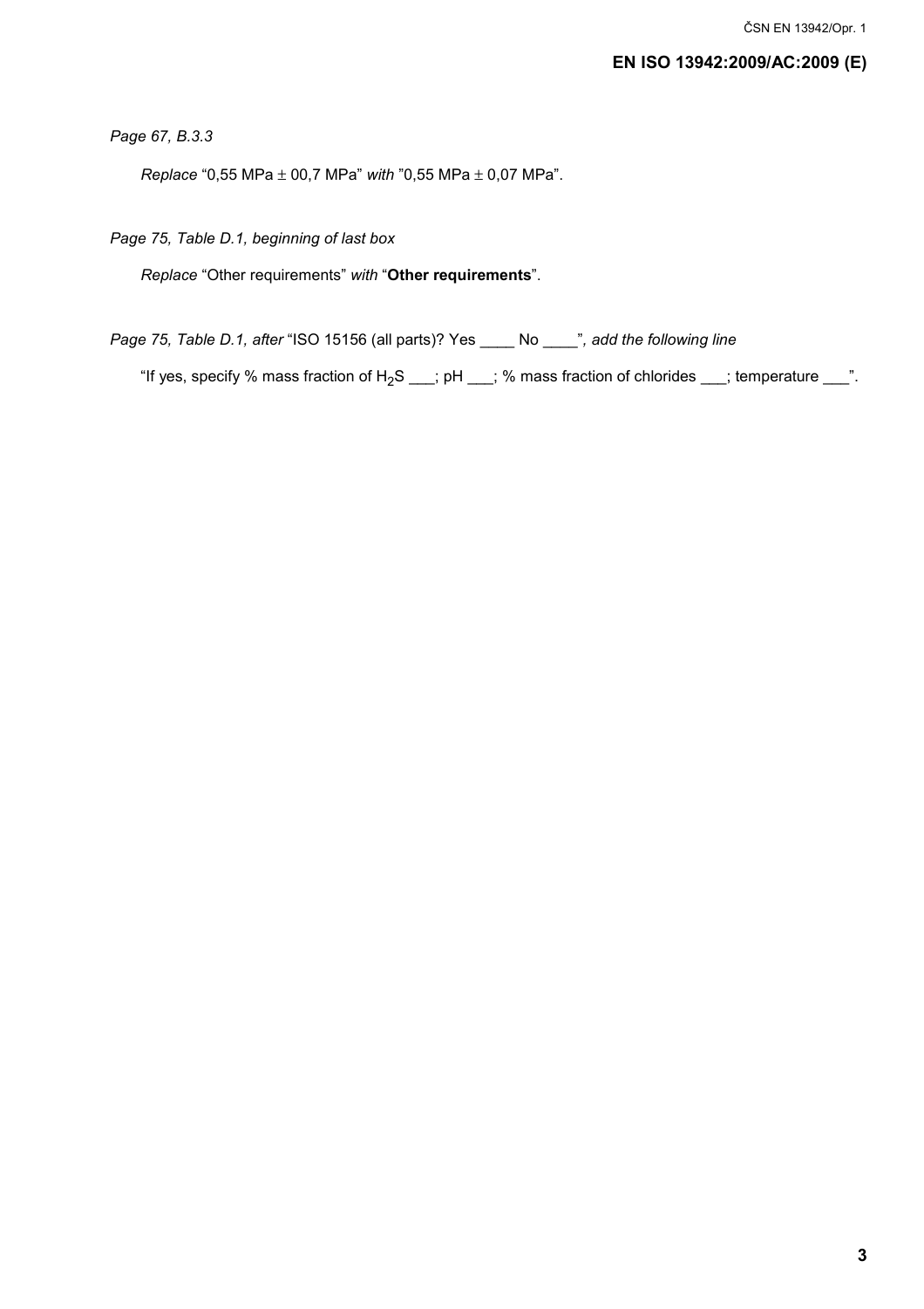*Page 67, B.3.3*

*Replace* "0,55 MPa ± 00,7 MPa" *with* "0,55 MPa ± 0,07 MPa".

*Page 75, Table D.1, beginning of last box*

*Replace* "Other requirements" *with* "**Other requirements**".

*Page 75, Table D.1, after* "ISO 15156 (all parts)? Yes ____ No ____"*, add the following line*

"If yes, specify % mass fraction of $H_2S$ ___; pH ___; % mass fraction of chlorides ___; temperature ___".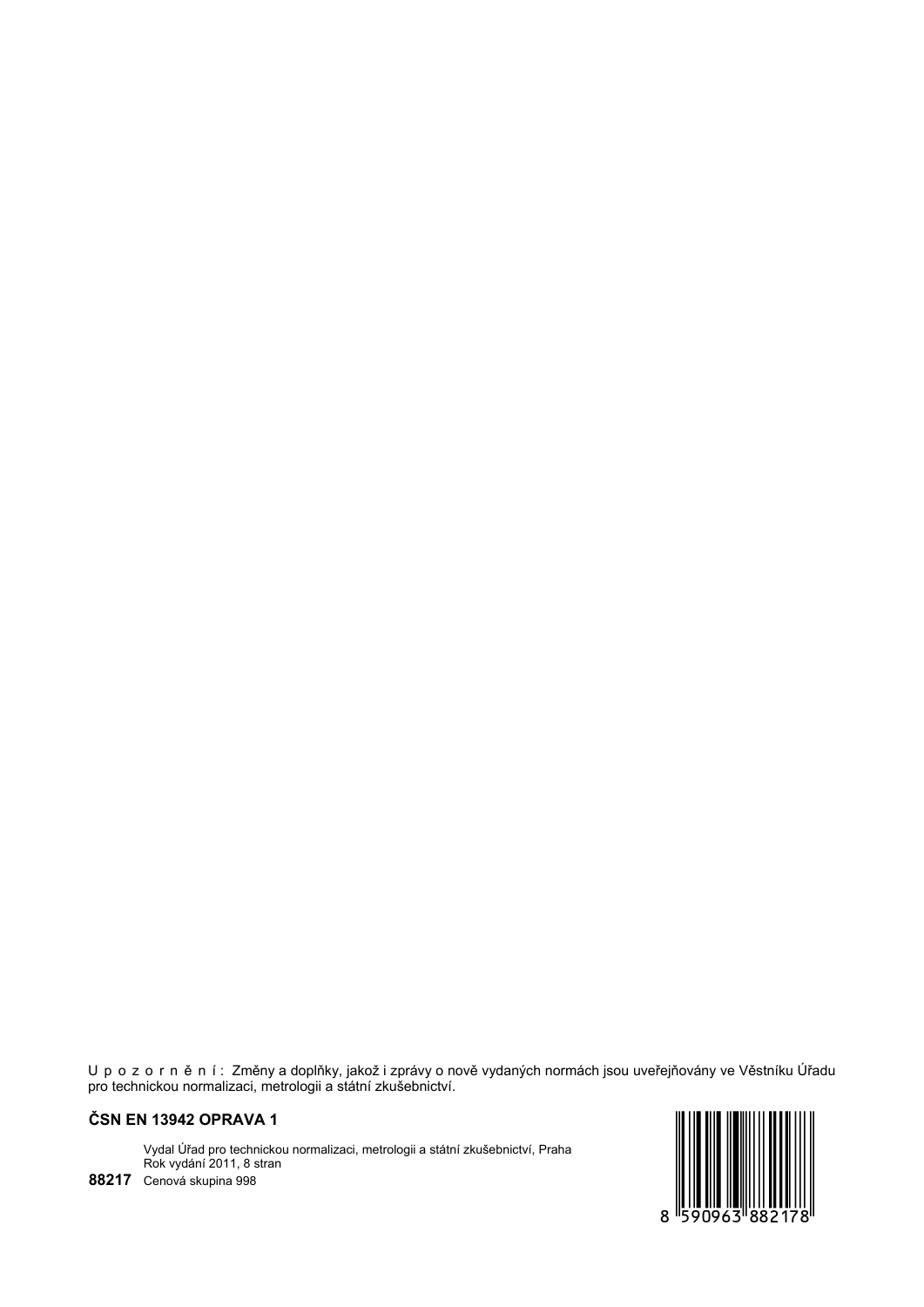Upozornění: Změny a doplňky, jakož i zprávy o nově vydaných normách jsou uveřejňovány ve Věstníku Úřadu pro technickou normalizaci, metrologii a státní zkušebnictví.

**ČSN EN 13942 OPRAVA 1**

Vydal Úřad pro technickou normalizaci, metrologii a státní zkušebnictví, Praha
Rok vydání 2011, 8 stran

**88217** Cenová skupina 998

8 590963 882178